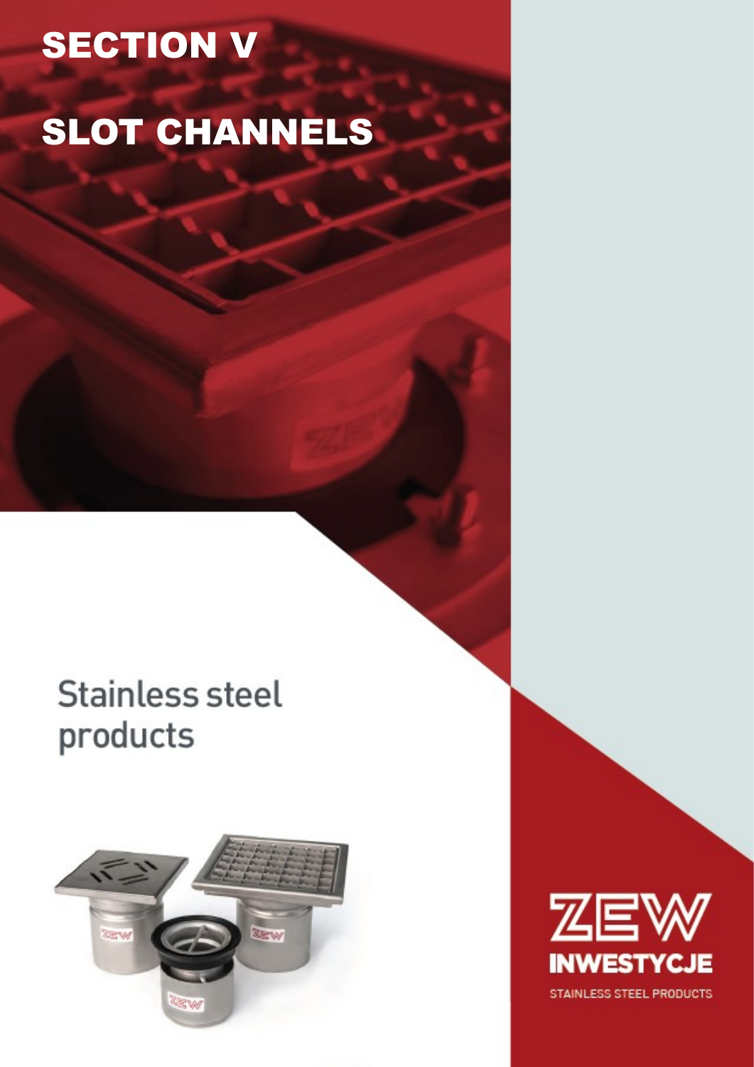# SECTION V

# SLOT CHANNELS

## Stainless steel products

ZEW INWESTYCJE

STAINLESS STEEL PRODUCTS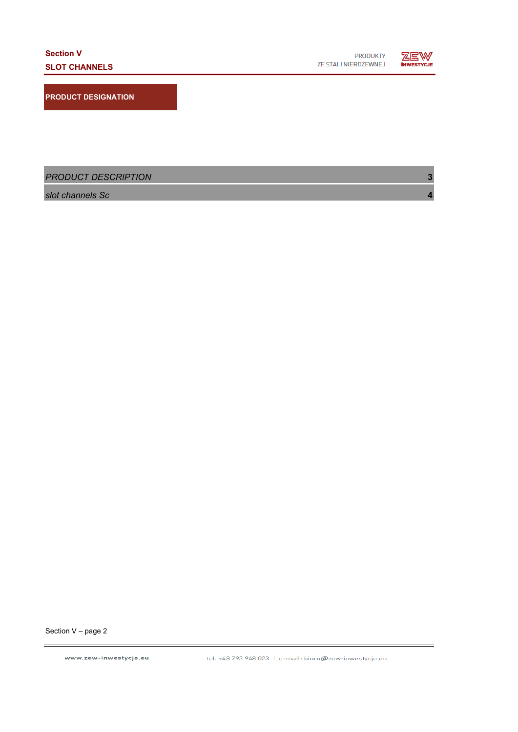## PRODUCT DESIGNATION

| | |
|---|---|
| *PRODUCT DESCRIPTION* | **3** |
| *slot channels Sc* | **4** |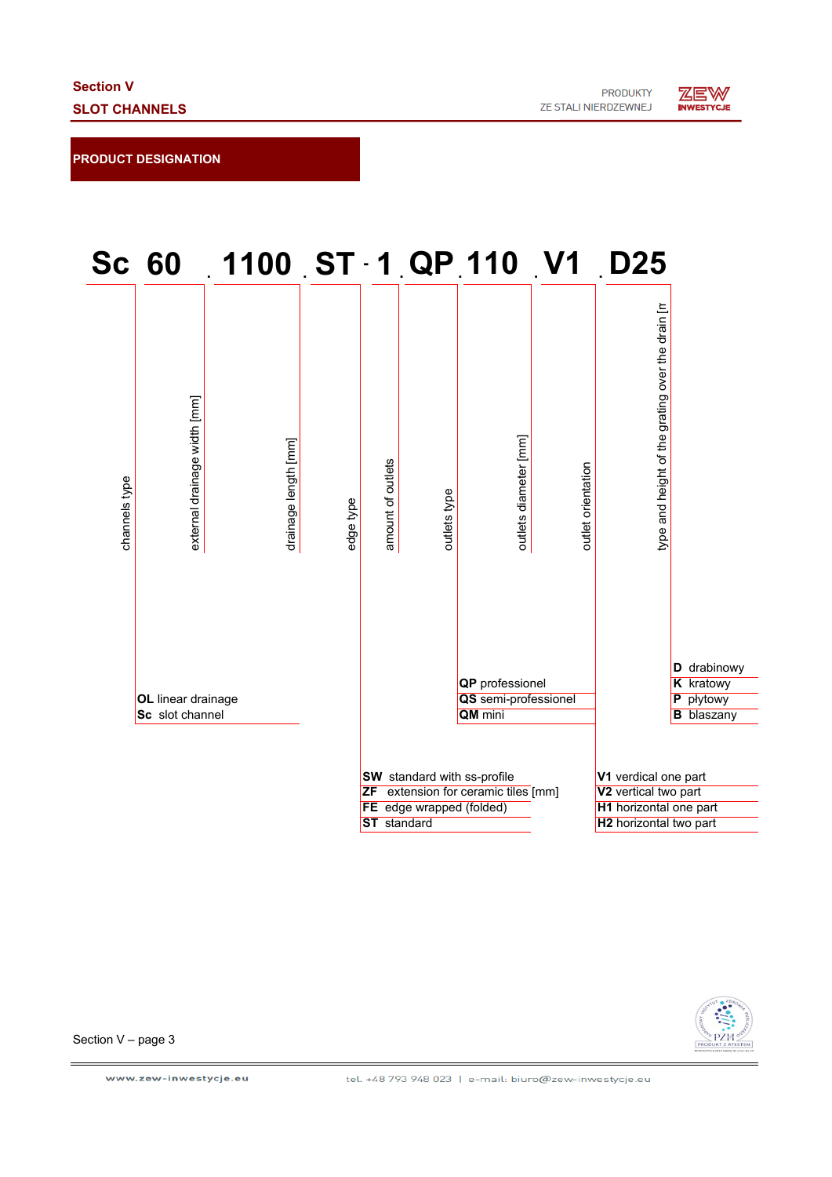## PRODUCT DESIGNATION

**Sc 60 . 1100 . ST - 1 . QP . 110 . V1 . D25**

- **Sc** – channels type
- **60** – external drainage width [mm]
- **1100** – drainage length [mm]
- **ST** – edge type
- **1** – amount of outlets
- **QP** – outlets type
- **110** – outlets diameter [mm]
- **V1** – outlet orientation
- **D25** – type and height of the grating over the drain [m

**Channels type:**

- **OL** linear drainage
- **Sc** slot channel

**Edge type:**

- **SW** standard with ss-profile
- **ZF** extension for ceramic tiles [mm]
- **FE** edge wrapped (folded)
- **ST** standard

**Outlets type:**

- **QP** professionel
- **QS** semi-professionel
- **QM** mini

**Outlet orientation:**

- **V1** verdical one part
- **V2** vertical two part
- **H1** horizontal one part
- **H2** horizontal two part

**Type and height of the grating over the drain:**

- **D** drabinowy
- **K** kratowy
- **P** płytowy
- **B** blaszany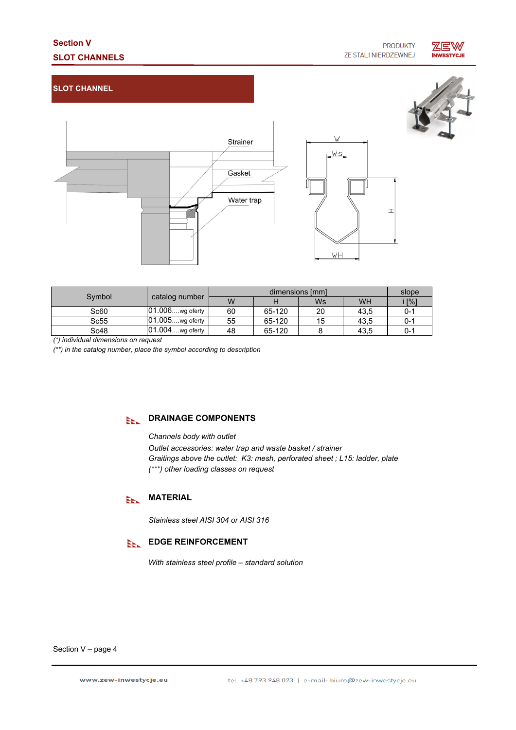## SLOT CHANNEL

Strainer

Gasket

Water trap

W

Ws

H

WH

| Symbol | catalog number | dimensions [mm] | | | | slope |
|---|---|---|---|---|---|---|
| | | W | H | Ws | WH | i [%] |
| Sc60 | 01.006....wg oferty | 60 | 65-120 | 20 | 43,5 | 0-1 |
| Sc55 | 01.005....wg oferty | 55 | 65-120 | 15 | 43,5 | 0-1 |
| Sc48 | 01.004....wg oferty | 48 | 65-120 | 8 | 43,5 | 0-1 |

*(\*) individual dimensions on request*

*(\*\*) in the catalog number, place the symbol according to description*

### DRAINAGE COMPONENTS

*Channels body with outlet*

*Outlet accessories: water trap and waste basket / strainer*

*Graitings above the outlet: K3: mesh, perforated sheet ; L15: ladder, plate*

*(\*\*\*) other loading classes on request*

### MATERIAL

*Stainless steel AISI 304 or AISI 316*

### EDGE REINFORCEMENT

*With stainless steel profile – standard solution*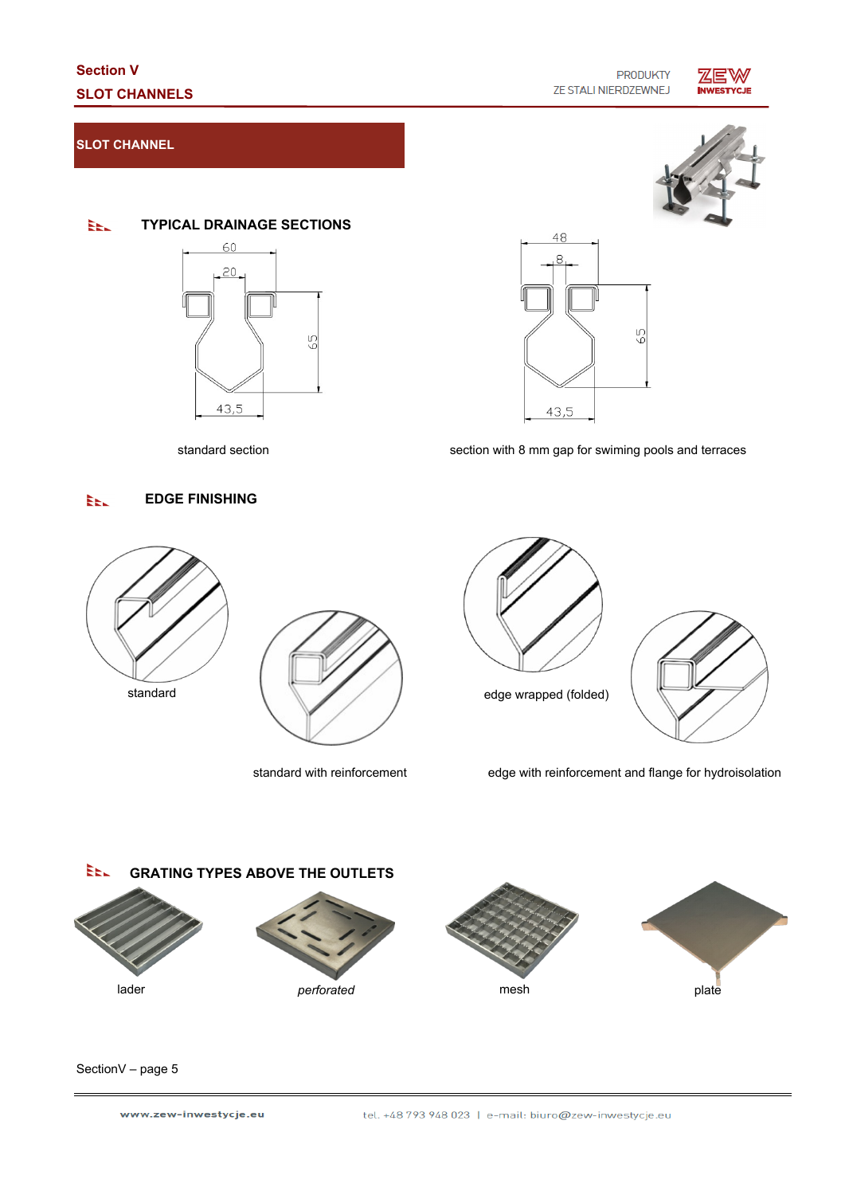# SLOT CHANNEL

## TYPICAL DRAINAGE SECTIONS

60
20
65
43,5

standard section

48
8
65
43,5

section with 8 mm gap for swiming pools and terraces

## EDGE FINISHING

standard

standard with reinforcement

edge wrapped (folded)

edge with reinforcement and flange for hydroisolation

## GRATING TYPES ABOVE THE OUTLETS

lader

*perforated*

mesh

plate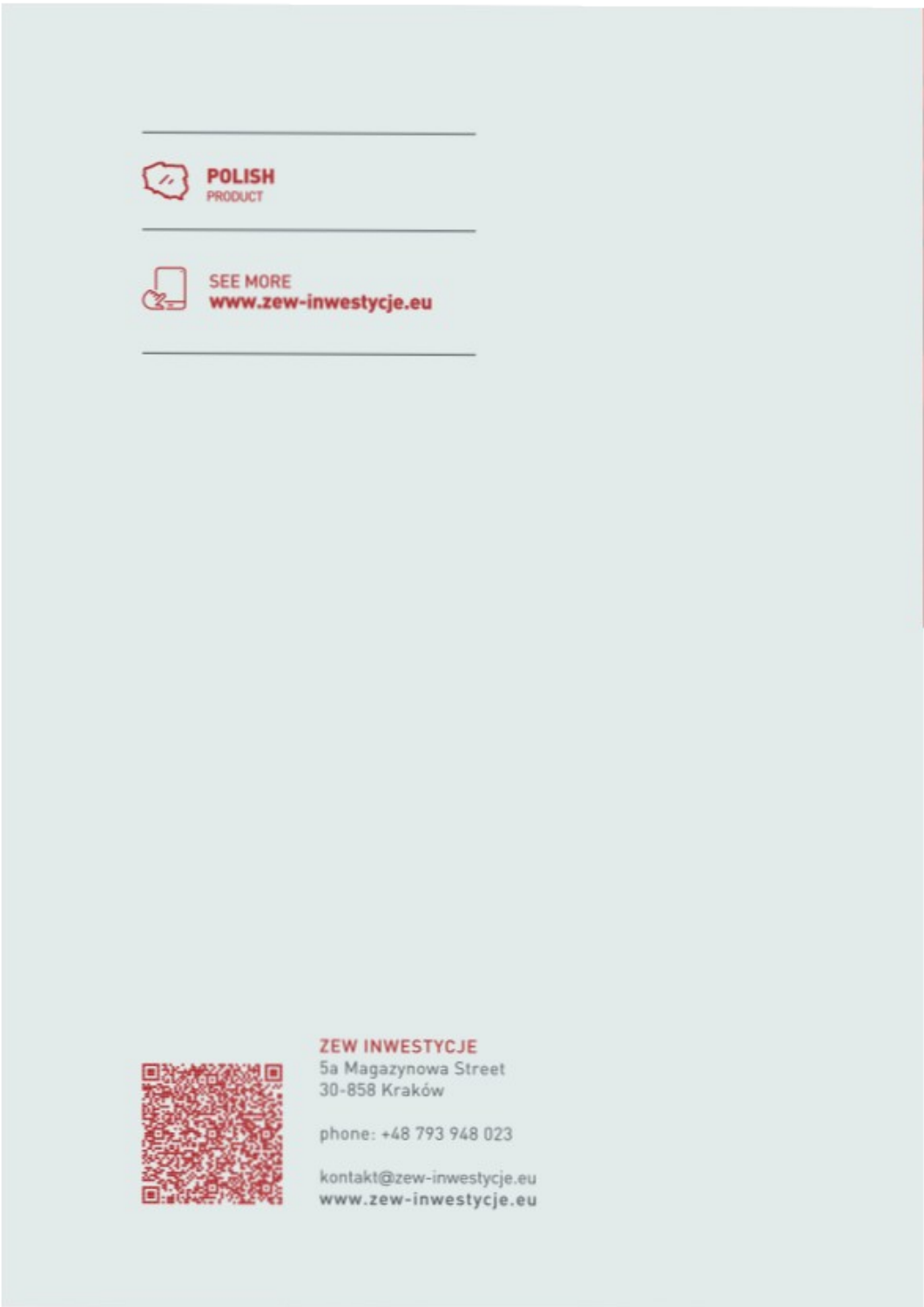**POLISH**
PRODUCT

SEE MORE
**www.zew-inwestycje.eu**

**ZEW INWESTYCJE**
5a Magazynowa Street
30-858 Kraków

phone: +48 793 948 023

kontakt@zew-inwestycje.eu
www.zew-inwestycje.eu